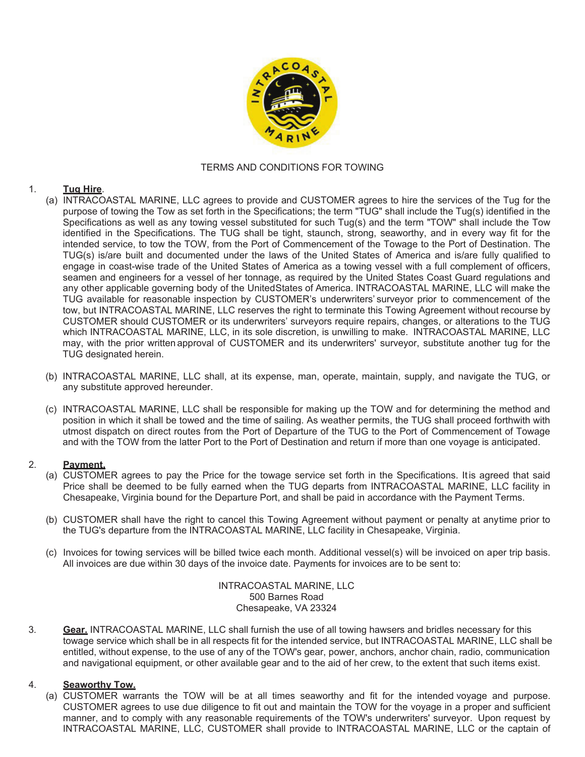TERMS AND CONDITIONS FOR TOWING

1. **Tug Hire**.

   (a) INTRACOASTAL MARINE, LLC agrees to provide and CUSTOMER agrees to hire the services of the Tug for the purpose of towing the Tow as set forth in the Specifications; the term "TUG" shall include the Tug(s) identified in the Specifications as well as any towing vessel substituted for such Tug(s) and the term "TOW" shall include the Tow identified in the Specifications. The TUG shall be tight, staunch, strong, seaworthy, and in every way fit for the intended service, to tow the TOW, from the Port of Commencement of the Towage to the Port of Destination. The TUG(s) is/are built and documented under the laws of the United States of America and is/are fully qualified to engage in coast-wise trade of the United States of America as a towing vessel with a full complement of officers, seamen and engineers for a vessel of her tonnage, as required by the United States Coast Guard regulations and any other applicable governing body of the UnitedStates of America. INTRACOASTAL MARINE, LLC will make the TUG available for reasonable inspection by CUSTOMER's underwriters' surveyor prior to commencement of the tow, but INTRACOASTAL MARINE, LLC reserves the right to terminate this Towing Agreement without recourse by CUSTOMER should CUSTOMER or its underwriters' surveyors require repairs, changes, or alterations to the TUG which INTRACOASTAL MARINE, LLC, in its sole discretion, is unwilling to make. INTRACOASTAL MARINE, LLC may, with the prior written approval of CUSTOMER and its underwriters' surveyor, substitute another tug for the TUG designated herein.

   (b) INTRACOASTAL MARINE, LLC shall, at its expense, man, operate, maintain, supply, and navigate the TUG, or any substitute approved hereunder.

   (c) INTRACOASTAL MARINE, LLC shall be responsible for making up the TOW and for determining the method and position in which it shall be towed and the time of sailing. As weather permits, the TUG shall proceed forthwith with utmost dispatch on direct routes from the Port of Departure of the TUG to the Port of Commencement of Towage and with the TOW from the latter Port to the Port of Destination and return if more than one voyage is anticipated.

2. **Payment.**

   (a) CUSTOMER agrees to pay the Price for the towage service set forth in the Specifications. Itis agreed that said Price shall be deemed to be fully earned when the TUG departs from INTRACOASTAL MARINE, LLC facility in Chesapeake, Virginia bound for the Departure Port, and shall be paid in accordance with the Payment Terms.

   (b) CUSTOMER shall have the right to cancel this Towing Agreement without payment or penalty at anytime prior to the TUG's departure from the INTRACOASTAL MARINE, LLC facility in Chesapeake, Virginia.

   (c) Invoices for towing services will be billed twice each month. Additional vessel(s) will be invoiced on aper trip basis. All invoices are due within 30 days of the invoice date. Payments for invoices are to be sent to:

   INTRACOASTAL MARINE, LLC
   500 Barnes Road
   Chesapeake, VA 23324

3. **Gear.** INTRACOASTAL MARINE, LLC shall furnish the use of all towing hawsers and bridles necessary for this towage service which shall be in all respects fit for the intended service, but INTRACOASTAL MARINE, LLC shall be entitled, without expense, to the use of any of the TOW's gear, power, anchors, anchor chain, radio, communication and navigational equipment, or other available gear and to the aid of her crew, to the extent that such items exist.

4. **Seaworthy Tow.**

   (a) CUSTOMER warrants the TOW will be at all times seaworthy and fit for the intended voyage and purpose. CUSTOMER agrees to use due diligence to fit out and maintain the TOW for the voyage in a proper and sufficient manner, and to comply with any reasonable requirements of the TOW's underwriters' surveyor. Upon request by INTRACOASTAL MARINE, LLC, CUSTOMER shall provide to INTRACOASTAL MARINE, LLC or the captain of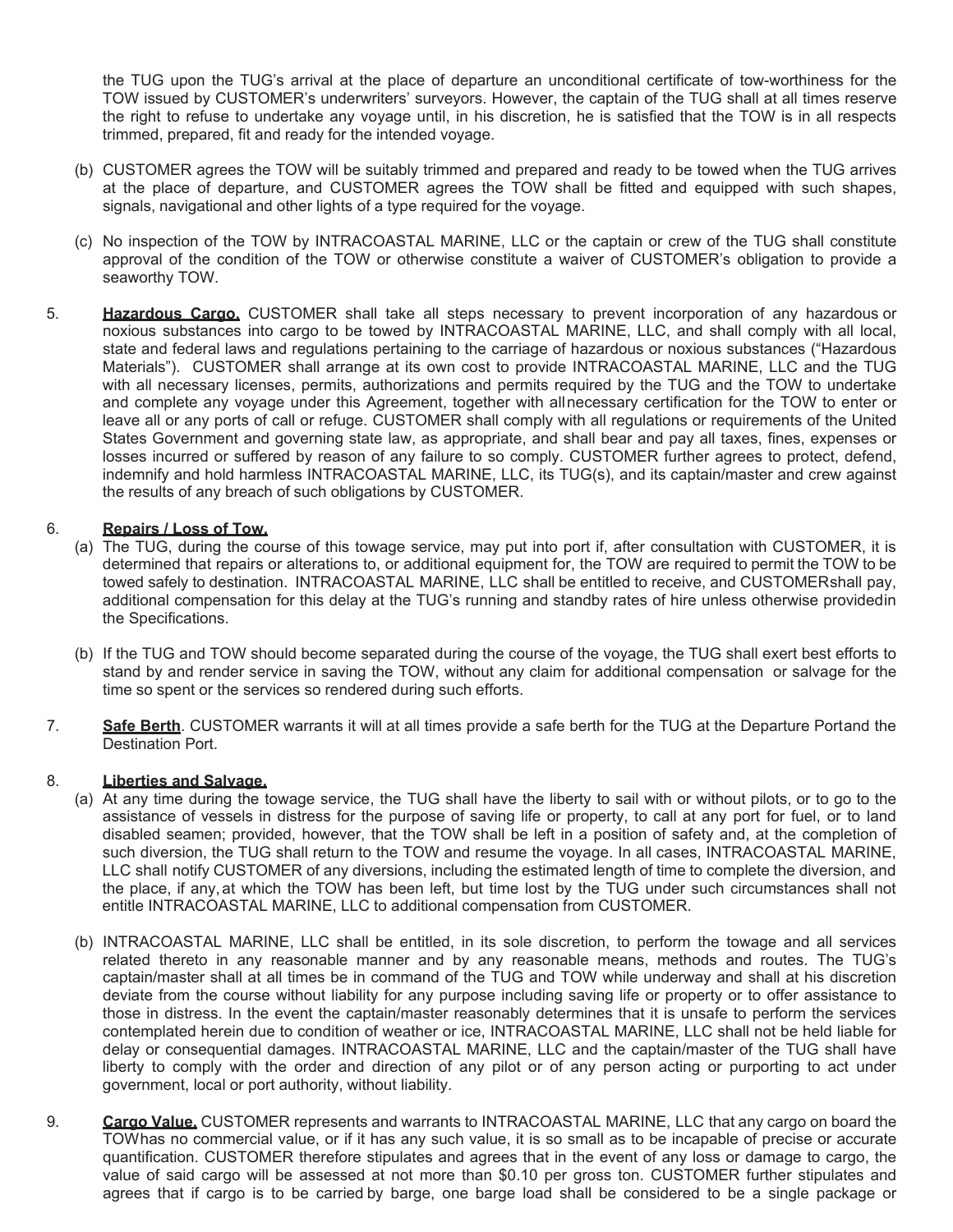the TUG upon the TUG's arrival at the place of departure an unconditional certificate of tow-worthiness for the TOW issued by CUSTOMER's underwriters' surveyors. However, the captain of the TUG shall at all times reserve the right to refuse to undertake any voyage until, in his discretion, he is satisfied that the TOW is in all respects trimmed, prepared, fit and ready for the intended voyage.

(b) CUSTOMER agrees the TOW will be suitably trimmed and prepared and ready to be towed when the TUG arrives at the place of departure, and CUSTOMER agrees the TOW shall be fitted and equipped with such shapes, signals, navigational and other lights of a type required for the voyage.

(c) No inspection of the TOW by INTRACOASTAL MARINE, LLC or the captain or crew of the TUG shall constitute approval of the condition of the TOW or otherwise constitute a waiver of CUSTOMER's obligation to provide a seaworthy TOW.

5. **Hazardous Cargo.** CUSTOMER shall take all steps necessary to prevent incorporation of any hazardous or noxious substances into cargo to be towed by INTRACOASTAL MARINE, LLC, and shall comply with all local, state and federal laws and regulations pertaining to the carriage of hazardous or noxious substances ("Hazardous Materials"). CUSTOMER shall arrange at its own cost to provide INTRACOASTAL MARINE, LLC and the TUG with all necessary licenses, permits, authorizations and permits required by the TUG and the TOW to undertake and complete any voyage under this Agreement, together with allnecessary certification for the TOW to enter or leave all or any ports of call or refuge. CUSTOMER shall comply with all regulations or requirements of the United States Government and governing state law, as appropriate, and shall bear and pay all taxes, fines, expenses or losses incurred or suffered by reason of any failure to so comply. CUSTOMER further agrees to protect, defend, indemnify and hold harmless INTRACOASTAL MARINE, LLC, its TUG(s), and its captain/master and crew against the results of any breach of such obligations by CUSTOMER.

6. **Repairs / Loss of Tow.**

(a) The TUG, during the course of this towage service, may put into port if, after consultation with CUSTOMER, it is determined that repairs or alterations to, or additional equipment for, the TOW are required to permit the TOW to be towed safely to destination. INTRACOASTAL MARINE, LLC shall be entitled to receive, and CUSTOMERshall pay, additional compensation for this delay at the TUG's running and standby rates of hire unless otherwise providedin the Specifications.

(b) If the TUG and TOW should become separated during the course of the voyage, the TUG shall exert best efforts to stand by and render service in saving the TOW, without any claim for additional compensation or salvage for the time so spent or the services so rendered during such efforts.

7. **Safe Berth**. CUSTOMER warrants it will at all times provide a safe berth for the TUG at the Departure Portand the Destination Port.

8. **Liberties and Salvage.**

(a) At any time during the towage service, the TUG shall have the liberty to sail with or without pilots, or to go to the assistance of vessels in distress for the purpose of saving life or property, to call at any port for fuel, or to land disabled seamen; provided, however, that the TOW shall be left in a position of safety and, at the completion of such diversion, the TUG shall return to the TOW and resume the voyage. In all cases, INTRACOASTAL MARINE, LLC shall notify CUSTOMER of any diversions, including the estimated length of time to complete the diversion, and the place, if any, at which the TOW has been left, but time lost by the TUG under such circumstances shall not entitle INTRACOASTAL MARINE, LLC to additional compensation from CUSTOMER.

(b) INTRACOASTAL MARINE, LLC shall be entitled, in its sole discretion, to perform the towage and all services related thereto in any reasonable manner and by any reasonable means, methods and routes. The TUG's captain/master shall at all times be in command of the TUG and TOW while underway and shall at his discretion deviate from the course without liability for any purpose including saving life or property or to offer assistance to those in distress. In the event the captain/master reasonably determines that it is unsafe to perform the services contemplated herein due to condition of weather or ice, INTRACOASTAL MARINE, LLC shall not be held liable for delay or consequential damages. INTRACOASTAL MARINE, LLC and the captain/master of the TUG shall have liberty to comply with the order and direction of any pilot or of any person acting or purporting to act under government, local or port authority, without liability.

9. **Cargo Value.** CUSTOMER represents and warrants to INTRACOASTAL MARINE, LLC that any cargo on board the TOWhas no commercial value, or if it has any such value, it is so small as to be incapable of precise or accurate quantification. CUSTOMER therefore stipulates and agrees that in the event of any loss or damage to cargo, the value of said cargo will be assessed at not more than $0.10 per gross ton. CUSTOMER further stipulates and agrees that if cargo is to be carried by barge, one barge load shall be considered to be a single package or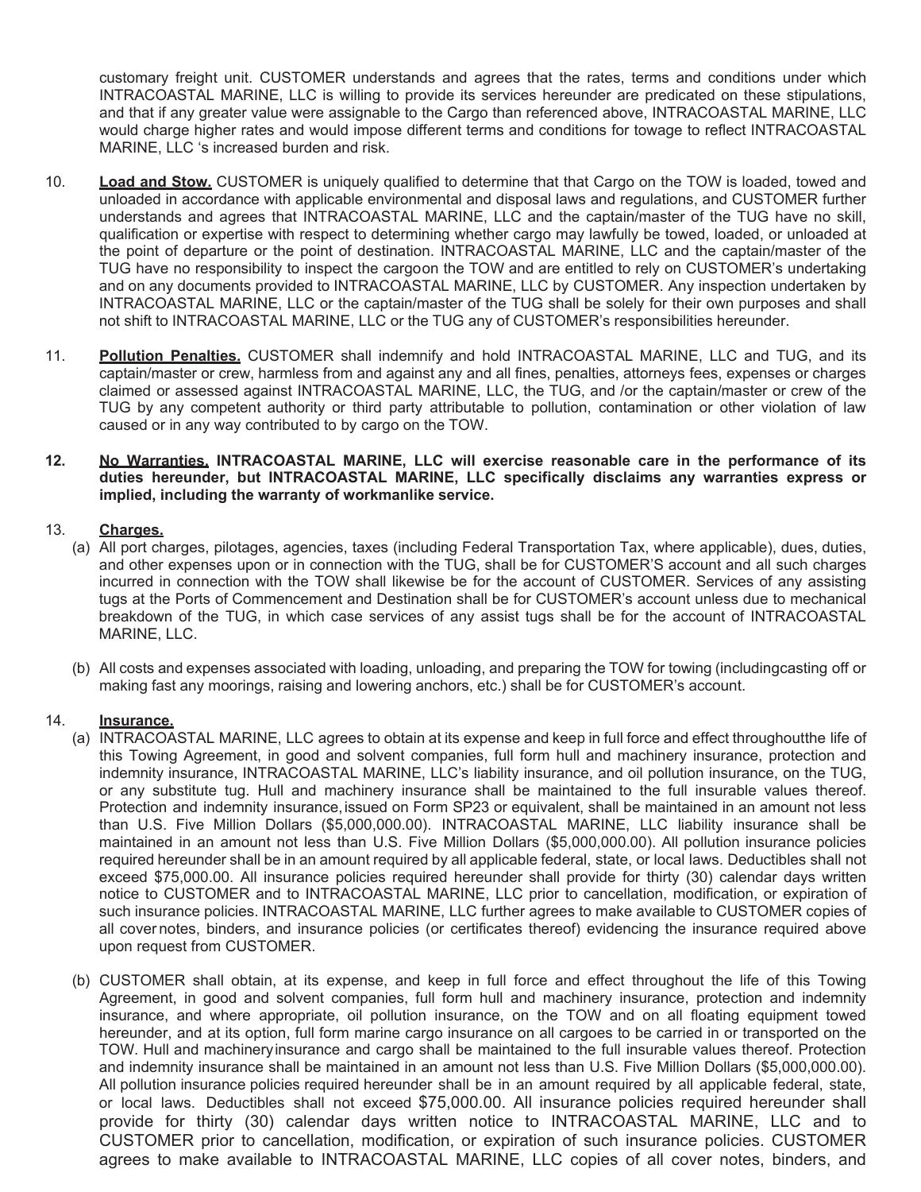customary freight unit. CUSTOMER understands and agrees that the rates, terms and conditions under which INTRACOASTAL MARINE, LLC is willing to provide its services hereunder are predicated on these stipulations, and that if any greater value were assignable to the Cargo than referenced above, INTRACOASTAL MARINE, LLC would charge higher rates and would impose different terms and conditions for towage to reflect INTRACOASTAL MARINE, LLC 's increased burden and risk.

10. **Load and Stow.** CUSTOMER is uniquely qualified to determine that that Cargo on the TOW is loaded, towed and unloaded in accordance with applicable environmental and disposal laws and regulations, and CUSTOMER further understands and agrees that INTRACOASTAL MARINE, LLC and the captain/master of the TUG have no skill, qualification or expertise with respect to determining whether cargo may lawfully be towed, loaded, or unloaded at the point of departure or the point of destination. INTRACOASTAL MARINE, LLC and the captain/master of the TUG have no responsibility to inspect the cargoon the TOW and are entitled to rely on CUSTOMER's undertaking and on any documents provided to INTRACOASTAL MARINE, LLC by CUSTOMER. Any inspection undertaken by INTRACOASTAL MARINE, LLC or the captain/master of the TUG shall be solely for their own purposes and shall not shift to INTRACOASTAL MARINE, LLC or the TUG any of CUSTOMER's responsibilities hereunder.

11. **Pollution Penalties.** CUSTOMER shall indemnify and hold INTRACOASTAL MARINE, LLC and TUG, and its captain/master or crew, harmless from and against any and all fines, penalties, attorneys fees, expenses or charges claimed or assessed against INTRACOASTAL MARINE, LLC, the TUG, and /or the captain/master or crew of the TUG by any competent authority or third party attributable to pollution, contamination or other violation of law caused or in any way contributed to by cargo on the TOW.

**12. No Warranties. INTRACOASTAL MARINE, LLC will exercise reasonable care in the performance of its duties hereunder, but INTRACOASTAL MARINE, LLC specifically disclaims any warranties express or implied, including the warranty of workmanlike service.**

13. **Charges.**

(a) All port charges, pilotages, agencies, taxes (including Federal Transportation Tax, where applicable), dues, duties, and other expenses upon or in connection with the TUG, shall be for CUSTOMER'S account and all such charges incurred in connection with the TOW shall likewise be for the account of CUSTOMER. Services of any assisting tugs at the Ports of Commencement and Destination shall be for CUSTOMER's account unless due to mechanical breakdown of the TUG, in which case services of any assist tugs shall be for the account of INTRACOASTAL MARINE, LLC.

(b) All costs and expenses associated with loading, unloading, and preparing the TOW for towing (includingcasting off or making fast any moorings, raising and lowering anchors, etc.) shall be for CUSTOMER's account.

14. **Insurance.**

(a) INTRACOASTAL MARINE, LLC agrees to obtain at its expense and keep in full force and effect throughoutthe life of this Towing Agreement, in good and solvent companies, full form hull and machinery insurance, protection and indemnity insurance, INTRACOASTAL MARINE, LLC's liability insurance, and oil pollution insurance, on the TUG, or any substitute tug. Hull and machinery insurance shall be maintained to the full insurable values thereof. Protection and indemnity insurance, issued on Form SP23 or equivalent, shall be maintained in an amount not less than U.S. Five Million Dollars ($5,000,000.00). INTRACOASTAL MARINE, LLC liability insurance shall be maintained in an amount not less than U.S. Five Million Dollars ($5,000,000.00). All pollution insurance policies required hereunder shall be in an amount required by all applicable federal, state, or local laws. Deductibles shall not exceed $75,000.00. All insurance policies required hereunder shall provide for thirty (30) calendar days written notice to CUSTOMER and to INTRACOASTAL MARINE, LLC prior to cancellation, modification, or expiration of such insurance policies. INTRACOASTAL MARINE, LLC further agrees to make available to CUSTOMER copies of all cover notes, binders, and insurance policies (or certificates thereof) evidencing the insurance required above upon request from CUSTOMER.

(b) CUSTOMER shall obtain, at its expense, and keep in full force and effect throughout the life of this Towing Agreement, in good and solvent companies, full form hull and machinery insurance, protection and indemnity insurance, and where appropriate, oil pollution insurance, on the TOW and on all floating equipment towed hereunder, and at its option, full form marine cargo insurance on all cargoes to be carried in or transported on the TOW. Hull and machineryinsurance and cargo shall be maintained to the full insurable values thereof. Protection and indemnity insurance shall be maintained in an amount not less than U.S. Five Million Dollars ($5,000,000.00). All pollution insurance policies required hereunder shall be in an amount required by all applicable federal, state, or local laws. Deductibles shall not exceed $75,000.00. All insurance policies required hereunder shall provide for thirty (30) calendar days written notice to INTRACOASTAL MARINE, LLC and to CUSTOMER prior to cancellation, modification, or expiration of such insurance policies. CUSTOMER agrees to make available to INTRACOASTAL MARINE, LLC copies of all cover notes, binders, and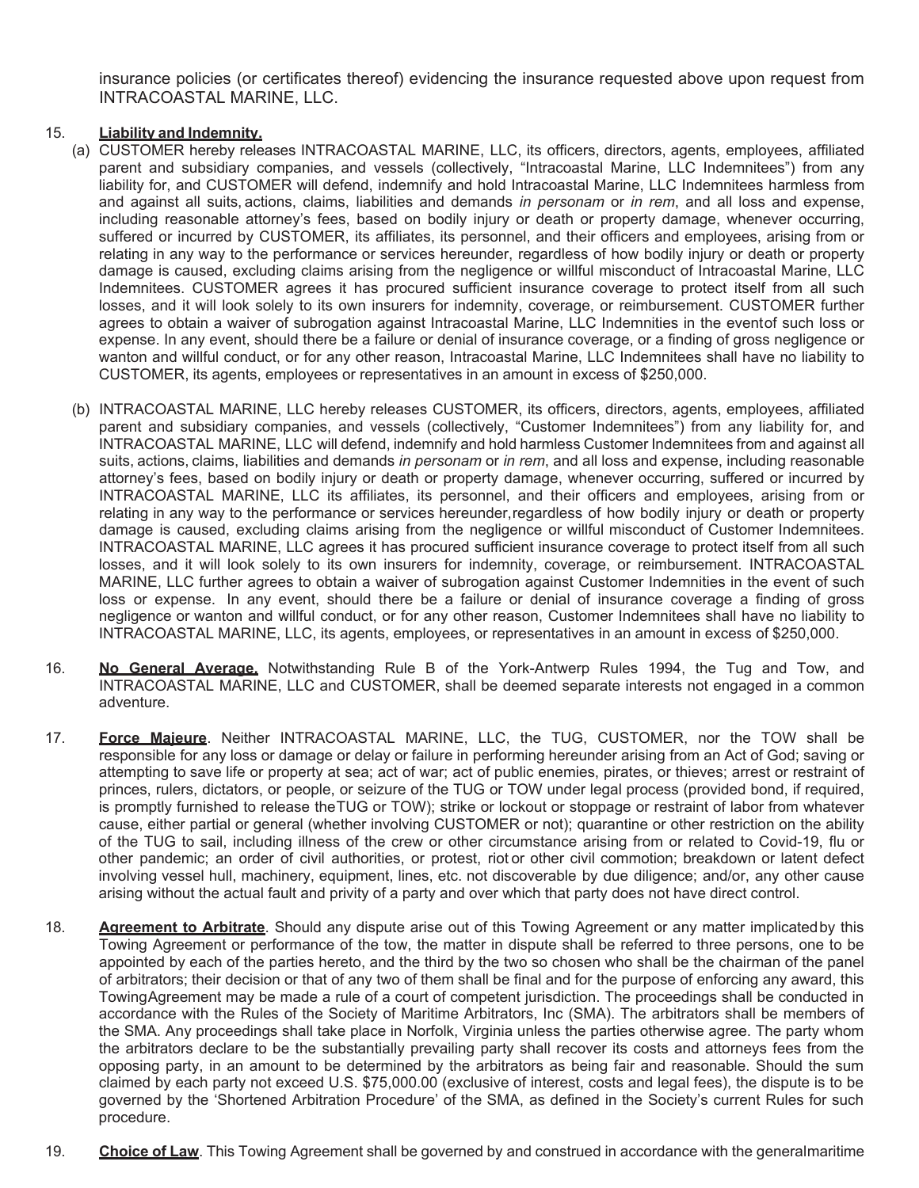insurance policies (or certificates thereof) evidencing the insurance requested above upon request from INTRACOASTAL MARINE, LLC.

15. **Liability and Indemnity.**

(a) CUSTOMER hereby releases INTRACOASTAL MARINE, LLC, its officers, directors, agents, employees, affiliated parent and subsidiary companies, and vessels (collectively, "Intracoastal Marine, LLC Indemnitees") from any liability for, and CUSTOMER will defend, indemnify and hold Intracoastal Marine, LLC Indemnitees harmless from and against all suits, actions, claims, liabilities and demands *in personam* or *in rem*, and all loss and expense, including reasonable attorney's fees, based on bodily injury or death or property damage, whenever occurring, suffered or incurred by CUSTOMER, its affiliates, its personnel, and their officers and employees, arising from or relating in any way to the performance or services hereunder, regardless of how bodily injury or death or property damage is caused, excluding claims arising from the negligence or willful misconduct of Intracoastal Marine, LLC Indemnitees. CUSTOMER agrees it has procured sufficient insurance coverage to protect itself from all such losses, and it will look solely to its own insurers for indemnity, coverage, or reimbursement. CUSTOMER further agrees to obtain a waiver of subrogation against Intracoastal Marine, LLC Indemnities in the eventof such loss or expense. In any event, should there be a failure or denial of insurance coverage, or a finding of gross negligence or wanton and willful conduct, or for any other reason, Intracoastal Marine, LLC Indemnitees shall have no liability to CUSTOMER, its agents, employees or representatives in an amount in excess of $250,000.

(b) INTRACOASTAL MARINE, LLC hereby releases CUSTOMER, its officers, directors, agents, employees, affiliated parent and subsidiary companies, and vessels (collectively, "Customer Indemnitees") from any liability for, and INTRACOASTAL MARINE, LLC will defend, indemnify and hold harmless Customer Indemnitees from and against all suits, actions, claims, liabilities and demands *in personam* or *in rem*, and all loss and expense, including reasonable attorney's fees, based on bodily injury or death or property damage, whenever occurring, suffered or incurred by INTRACOASTAL MARINE, LLC its affiliates, its personnel, and their officers and employees, arising from or relating in any way to the performance or services hereunder,regardless of how bodily injury or death or property damage is caused, excluding claims arising from the negligence or willful misconduct of Customer Indemnitees. INTRACOASTAL MARINE, LLC agrees it has procured sufficient insurance coverage to protect itself from all such losses, and it will look solely to its own insurers for indemnity, coverage, or reimbursement. INTRACOASTAL MARINE, LLC further agrees to obtain a waiver of subrogation against Customer Indemnities in the event of such loss or expense. In any event, should there be a failure or denial of insurance coverage a finding of gross negligence or wanton and willful conduct, or for any other reason, Customer Indemnitees shall have no liability to INTRACOASTAL MARINE, LLC, its agents, employees, or representatives in an amount in excess of $250,000.

16. **No General Average.** Notwithstanding Rule B of the York-Antwerp Rules 1994, the Tug and Tow, and INTRACOASTAL MARINE, LLC and CUSTOMER, shall be deemed separate interests not engaged in a common adventure.

17. **Force Majeure**. Neither INTRACOASTAL MARINE, LLC, the TUG, CUSTOMER, nor the TOW shall be responsible for any loss or damage or delay or failure in performing hereunder arising from an Act of God; saving or attempting to save life or property at sea; act of war; act of public enemies, pirates, or thieves; arrest or restraint of princes, rulers, dictators, or people, or seizure of the TUG or TOW under legal process (provided bond, if required, is promptly furnished to release theTUG or TOW); strike or lockout or stoppage or restraint of labor from whatever cause, either partial or general (whether involving CUSTOMER or not); quarantine or other restriction on the ability of the TUG to sail, including illness of the crew or other circumstance arising from or related to Covid-19, flu or other pandemic; an order of civil authorities, or protest, riot or other civil commotion; breakdown or latent defect involving vessel hull, machinery, equipment, lines, etc. not discoverable by due diligence; and/or, any other cause arising without the actual fault and privity of a party and over which that party does not have direct control.

18. **Agreement to Arbitrate**. Should any dispute arise out of this Towing Agreement or any matter implicatedby this Towing Agreement or performance of the tow, the matter in dispute shall be referred to three persons, one to be appointed by each of the parties hereto, and the third by the two so chosen who shall be the chairman of the panel of arbitrators; their decision or that of any two of them shall be final and for the purpose of enforcing any award, this TowingAgreement may be made a rule of a court of competent jurisdiction. The proceedings shall be conducted in accordance with the Rules of the Society of Maritime Arbitrators, Inc (SMA). The arbitrators shall be members of the SMA. Any proceedings shall take place in Norfolk, Virginia unless the parties otherwise agree. The party whom the arbitrators declare to be the substantially prevailing party shall recover its costs and attorneys fees from the opposing party, in an amount to be determined by the arbitrators as being fair and reasonable. Should the sum claimed by each party not exceed U.S. $75,000.00 (exclusive of interest, costs and legal fees), the dispute is to be governed by the 'Shortened Arbitration Procedure' of the SMA, as defined in the Society's current Rules for such procedure.

19. **Choice of Law**. This Towing Agreement shall be governed by and construed in accordance with the generalmaritime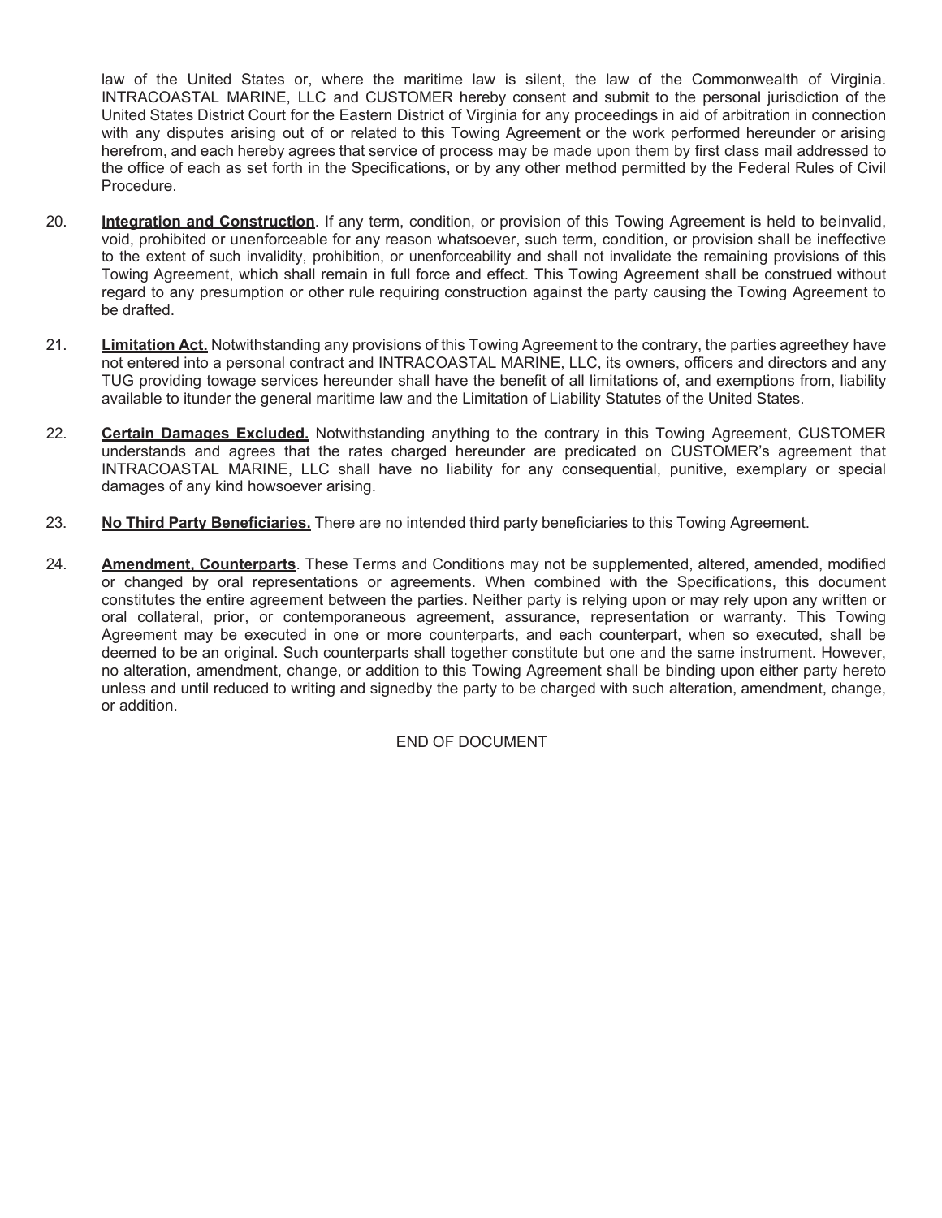law of the United States or, where the maritime law is silent, the law of the Commonwealth of Virginia. INTRACOASTAL MARINE, LLC and CUSTOMER hereby consent and submit to the personal jurisdiction of the United States District Court for the Eastern District of Virginia for any proceedings in aid of arbitration in connection with any disputes arising out of or related to this Towing Agreement or the work performed hereunder or arising herefrom, and each hereby agrees that service of process may be made upon them by first class mail addressed to the office of each as set forth in the Specifications, or by any other method permitted by the Federal Rules of Civil Procedure.

20. **Integration and Construction**. If any term, condition, or provision of this Towing Agreement is held to beinvalid, void, prohibited or unenforceable for any reason whatsoever, such term, condition, or provision shall be ineffective to the extent of such invalidity, prohibition, or unenforceability and shall not invalidate the remaining provisions of this Towing Agreement, which shall remain in full force and effect. This Towing Agreement shall be construed without regard to any presumption or other rule requiring construction against the party causing the Towing Agreement to be drafted.

21. **Limitation Act.** Notwithstanding any provisions of this Towing Agreement to the contrary, the parties agreethey have not entered into a personal contract and INTRACOASTAL MARINE, LLC, its owners, officers and directors and any TUG providing towage services hereunder shall have the benefit of all limitations of, and exemptions from, liability available to itunder the general maritime law and the Limitation of Liability Statutes of the United States.

22. **Certain Damages Excluded.** Notwithstanding anything to the contrary in this Towing Agreement, CUSTOMER understands and agrees that the rates charged hereunder are predicated on CUSTOMER's agreement that INTRACOASTAL MARINE, LLC shall have no liability for any consequential, punitive, exemplary or special damages of any kind howsoever arising.

23. **No Third Party Beneficiaries.** There are no intended third party beneficiaries to this Towing Agreement.

24. **Amendment, Counterparts**. These Terms and Conditions may not be supplemented, altered, amended, modified or changed by oral representations or agreements. When combined with the Specifications, this document constitutes the entire agreement between the parties. Neither party is relying upon or may rely upon any written or oral collateral, prior, or contemporaneous agreement, assurance, representation or warranty. This Towing Agreement may be executed in one or more counterparts, and each counterpart, when so executed, shall be deemed to be an original. Such counterparts shall together constitute but one and the same instrument. However, no alteration, amendment, change, or addition to this Towing Agreement shall be binding upon either party hereto unless and until reduced to writing and signedby the party to be charged with such alteration, amendment, change, or addition.

END OF DOCUMENT